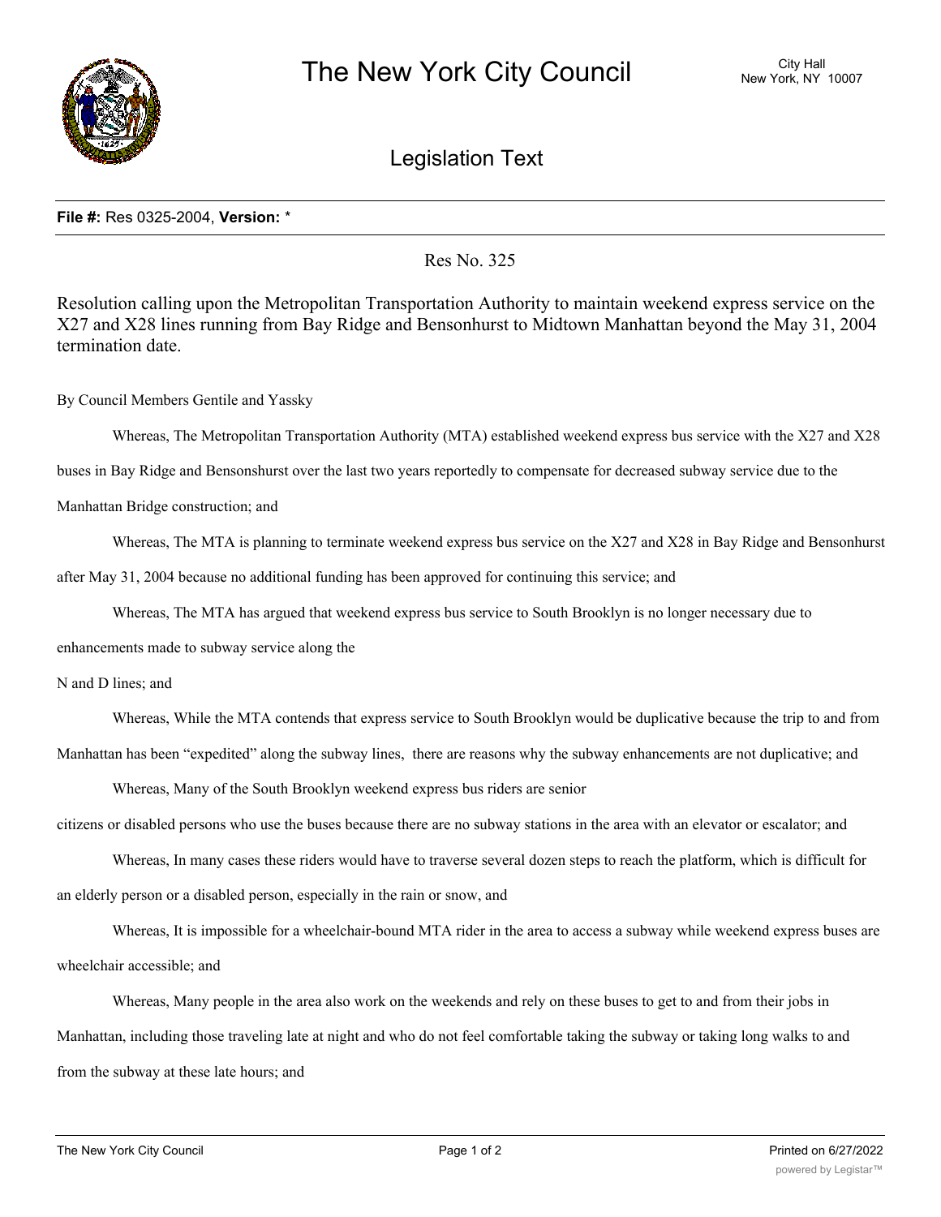# The New York City Council

City Hall
New York, NY 10007

## Legislation Text

**File #:** Res 0325-2004, **Version:** *

Res No. 325

Resolution calling upon the Metropolitan Transportation Authority to maintain weekend express service on the X27 and X28 lines running from Bay Ridge and Bensonhurst to Midtown Manhattan beyond the May 31, 2004 termination date.

By Council Members Gentile and Yassky

Whereas, The Metropolitan Transportation Authority (MTA) established weekend express bus service with the X27 and X28 buses in Bay Ridge and Bensonshurst over the last two years reportedly to compensate for decreased subway service due to the Manhattan Bridge construction; and

Whereas, The MTA is planning to terminate weekend express bus service on the X27 and X28 in Bay Ridge and Bensonhurst after May 31, 2004 because no additional funding has been approved for continuing this service; and

Whereas, The MTA has argued that weekend express bus service to South Brooklyn is no longer necessary due to enhancements made to subway service along the N and D lines; and

Whereas, While the MTA contends that express service to South Brooklyn would be duplicative because the trip to and from Manhattan has been "expedited" along the subway lines, there are reasons why the subway enhancements are not duplicative; and

Whereas, Many of the South Brooklyn weekend express bus riders are senior citizens or disabled persons who use the buses because there are no subway stations in the area with an elevator or escalator; and

Whereas, In many cases these riders would have to traverse several dozen steps to reach the platform, which is difficult for an elderly person or a disabled person, especially in the rain or snow, and

Whereas, It is impossible for a wheelchair-bound MTA rider in the area to access a subway while weekend express buses are wheelchair accessible; and

Whereas, Many people in the area also work on the weekends and rely on these buses to get to and from their jobs in Manhattan, including those traveling late at night and who do not feel comfortable taking the subway or taking long walks to and from the subway at these late hours; and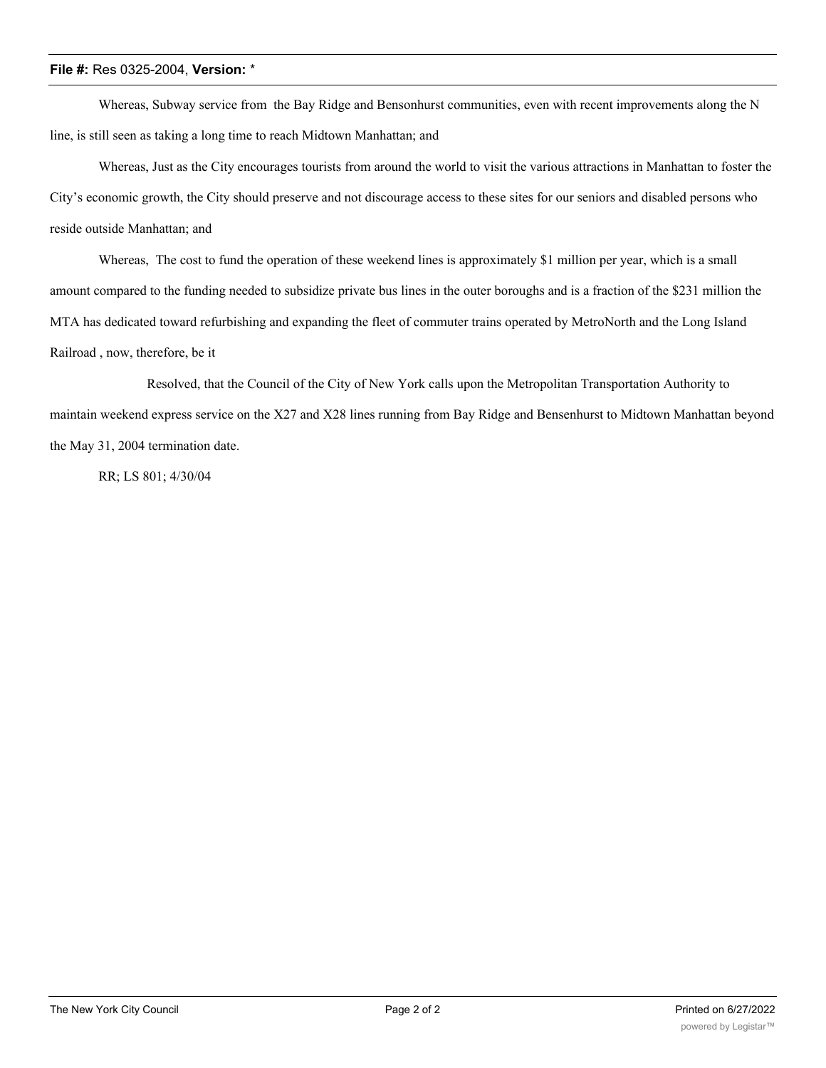Whereas, Subway service from the Bay Ridge and Bensonhurst communities, even with recent improvements along the N line, is still seen as taking a long time to reach Midtown Manhattan; and

Whereas, Just as the City encourages tourists from around the world to visit the various attractions in Manhattan to foster the City's economic growth, the City should preserve and not discourage access to these sites for our seniors and disabled persons who reside outside Manhattan; and

Whereas, The cost to fund the operation of these weekend lines is approximately $1 million per year, which is a small amount compared to the funding needed to subsidize private bus lines in the outer boroughs and is a fraction of the $231 million the MTA has dedicated toward refurbishing and expanding the fleet of commuter trains operated by MetroNorth and the Long Island Railroad , now, therefore, be it

Resolved, that the Council of the City of New York calls upon the Metropolitan Transportation Authority to maintain weekend express service on the X27 and X28 lines running from Bay Ridge and Bensenhurst to Midtown Manhattan beyond the May 31, 2004 termination date.

RR; LS 801; 4/30/04